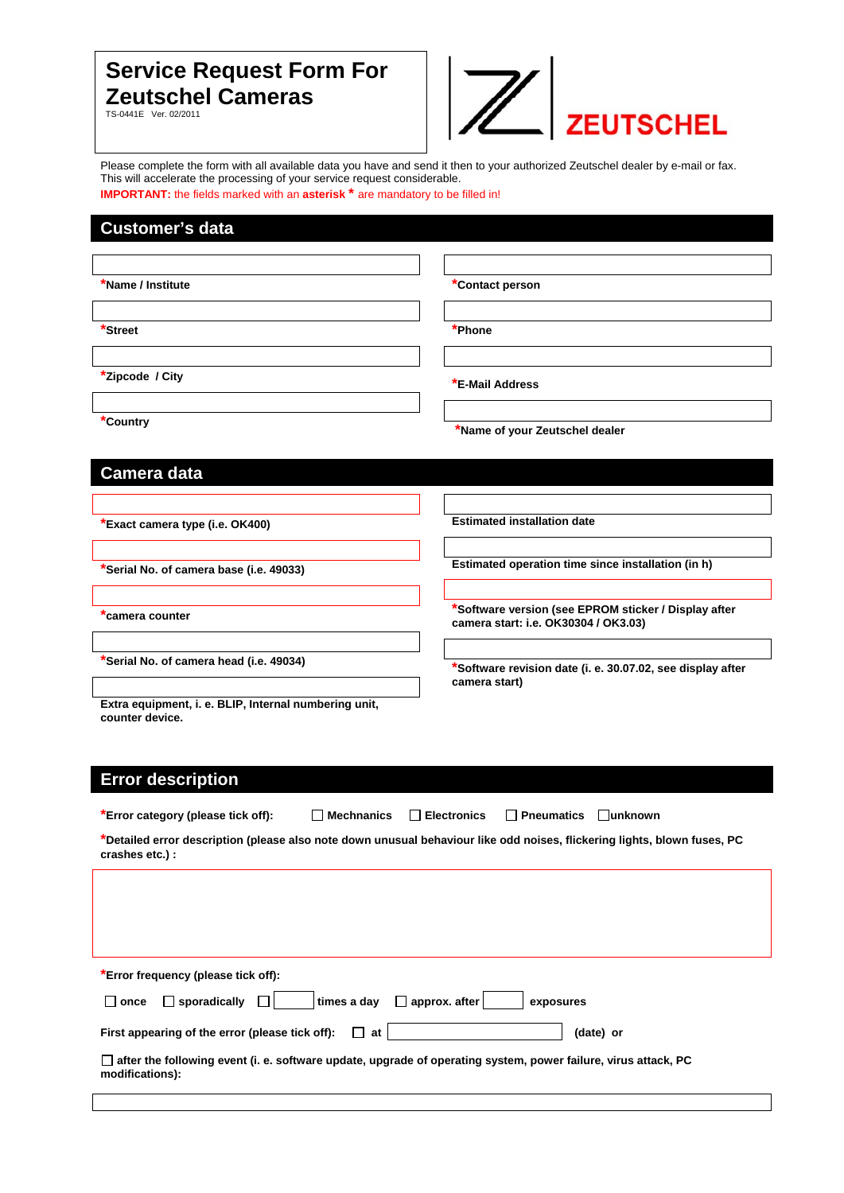# Service Request Form For Zeutschel Cameras

TS-0441E Ver. 02/2011

ZEUTSCHEL

Please complete the form with all available data you have and send it then to your authorized Zeutschel dealer by e-mail or fax. This will accelerate the processing of your service request considerable.

**IMPORTANT:** the fields marked with an **asterisk \*** are mandatory to be filled in!

## Customer's data

**\*Name / Institute**

**\*Street**

**\*Zipcode / City**

**\*Country**

**\*Contact person**

**\*Phone**

**\*E-Mail Address**

**\*Name of your Zeutschel dealer**

## Camera data

**\*Exact camera type (i.e. OK400)**

**\*Serial No. of camera base (i.e. 49033)**

**\*camera counter**

**\*Serial No. of camera head (i.e. 49034)**

**Extra equipment, i. e. BLIP, Internal numbering unit, counter device.**

**Estimated installation date**

**Estimated operation time since installation (in h)**

**\*Software version (see EPROM sticker / Display after camera start: i.e. OK30304 / OK3.03)**

**\*Software revision date (i. e. 30.07.02, see display after camera start)**

## Error description

**\*Error category (please tick off):** ☐ **Mechnanics** ☐ **Electronics** ☐ **Pneumatics** ☐ **unknown**

**\*Detailed error description (please also note down unusual behaviour like odd noises, flickering lights, blown fuses, PC crashes etc.) :**

**\*Error frequency (please tick off):**

☐ **once** ☐ **sporadically** ☐ ____ **times a day** ☐ **approx. after** ____ **exposures**

**First appearing of the error (please tick off):** ☐ **at** ____ **(date) or**

☐ **after the following event (i. e. software update, upgrade of operating system, power failure, virus attack, PC modifications):**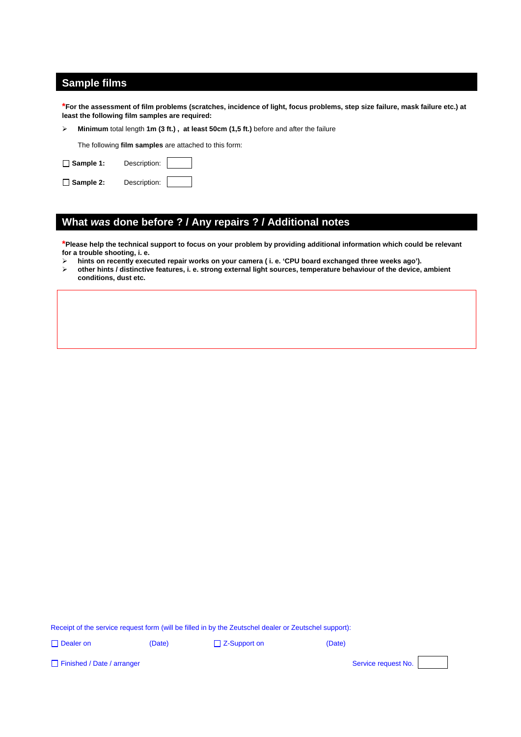## Sample films

***For the assessment of film problems (scratches, incidence of light, focus problems, step size failure, mask failure etc.) at least the following film samples are required:**

- **Minimum** total length **1m (3 ft.) ,  at least 50cm (1,5 ft.)** before and after the failure

The following **film samples** are attached to this form:

☐ **Sample 1:** Description: 

☐ **Sample 2:** Description: 

## What *was* done before ? / Any repairs ? / Additional notes

***Please help the technical support to focus on your problem by providing additional information which could be relevant for a trouble shooting, i. e.**

- **hints on recently executed repair works on your camera ( i. e. 'CPU board exchanged three weeks ago').**
- **other hints / distinctive features, i. e. strong external light sources, temperature behaviour of the device, ambient conditions, dust etc.**

Receipt of the service request form (will be filled in by the Zeutschel dealer or Zeutschel support):

☐ Dealer on (Date) ☐ Z-Support on (Date)

☐ Finished / Date / arranger Service request No.